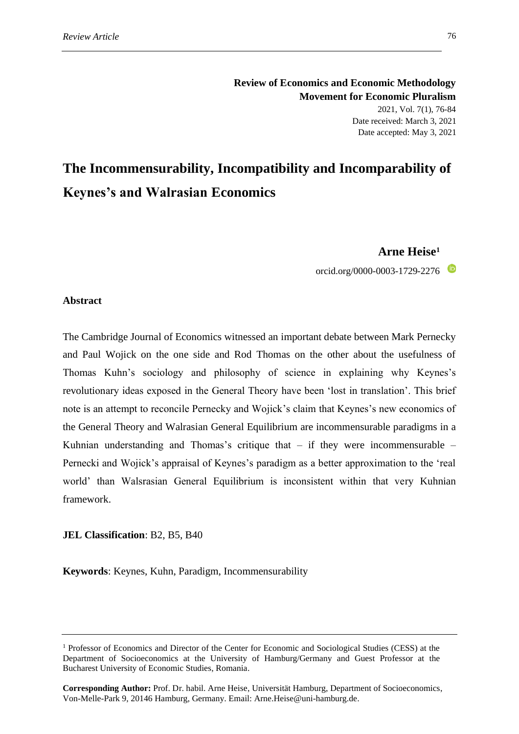*Review Article*

**Review of Economics and Economic Methodology**
**Movement for Economic Pluralism**
2021, Vol. 7(1), 76-84
Date received: March 3, 2021
Date accepted: May 3, 2021

# The Incommensurability, Incompatibility and Incomparability of Keynes's and Walrasian Economics

**Arne Heise**[1]

orcid.org/0000-0003-1729-2276

## Abstract

The Cambridge Journal of Economics witnessed an important debate between Mark Pernecky and Paul Wojick on the one side and Rod Thomas on the other about the usefulness of Thomas Kuhn's sociology and philosophy of science in explaining why Keynes's revolutionary ideas exposed in the General Theory have been 'lost in translation'. This brief note is an attempt to reconcile Pernecky and Wojick's claim that Keynes's new economics of the General Theory and Walrasian General Equilibrium are incommensurable paradigms in a Kuhnian understanding and Thomas's critique that – if they were incommensurable – Pernecki and Wojick's appraisal of Keynes's paradigm as a better approximation to the 'real world' than Walsrasian General Equilibrium is inconsistent within that very Kuhnian framework.

**JEL Classification**: B2, B5, B40

**Keywords**: Keynes, Kuhn, Paradigm, Incommensurability

---

[1] Professor of Economics and Director of the Center for Economic and Sociological Studies (CESS) at the Department of Socioeconomics at the University of Hamburg/Germany and Guest Professor at the Bucharest University of Economic Studies, Romania.

**Corresponding Author:** Prof. Dr. habil. Arne Heise, Universität Hamburg, Department of Socioeconomics, Von-Melle-Park 9, 20146 Hamburg, Germany. Email: Arne.Heise@uni-hamburg.de.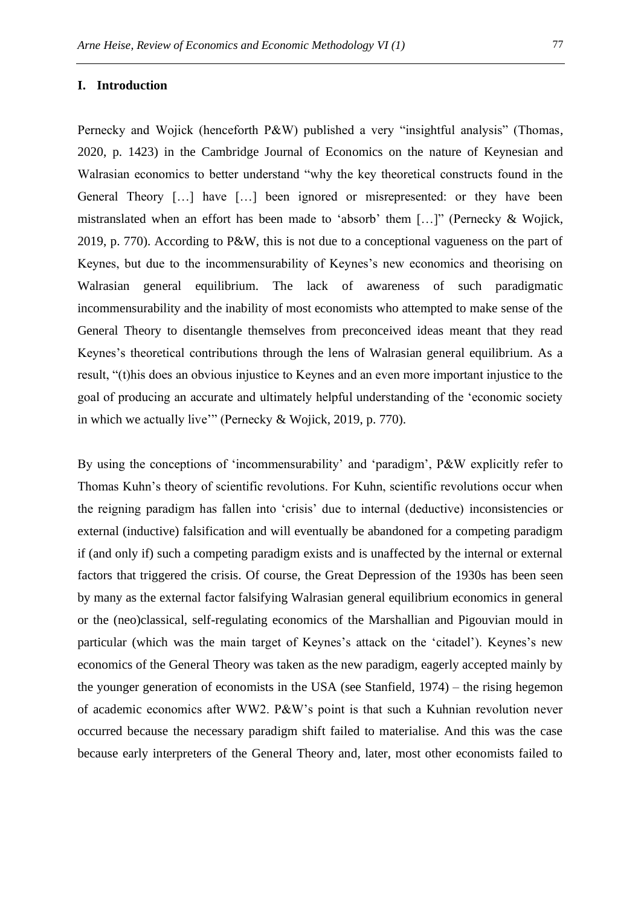## I. Introduction

Pernecky and Wojick (henceforth P&W) published a very "insightful analysis" (Thomas, 2020, p. 1423) in the Cambridge Journal of Economics on the nature of Keynesian and Walrasian economics to better understand "why the key theoretical constructs found in the General Theory […] have […] been ignored or misrepresented: or they have been mistranslated when an effort has been made to 'absorb' them […]" (Pernecky & Wojick, 2019, p. 770). According to P&W, this is not due to a conceptional vagueness on the part of Keynes, but due to the incommensurability of Keynes's new economics and theorising on Walrasian general equilibrium. The lack of awareness of such paradigmatic incommensurability and the inability of most economists who attempted to make sense of the General Theory to disentangle themselves from preconceived ideas meant that they read Keynes's theoretical contributions through the lens of Walrasian general equilibrium. As a result, "(t)his does an obvious injustice to Keynes and an even more important injustice to the goal of producing an accurate and ultimately helpful understanding of the 'economic society in which we actually live'" (Pernecky & Wojick, 2019, p. 770).

By using the conceptions of 'incommensurability' and 'paradigm', P&W explicitly refer to Thomas Kuhn's theory of scientific revolutions. For Kuhn, scientific revolutions occur when the reigning paradigm has fallen into 'crisis' due to internal (deductive) inconsistencies or external (inductive) falsification and will eventually be abandoned for a competing paradigm if (and only if) such a competing paradigm exists and is unaffected by the internal or external factors that triggered the crisis. Of course, the Great Depression of the 1930s has been seen by many as the external factor falsifying Walrasian general equilibrium economics in general or the (neo)classical, self-regulating economics of the Marshallian and Pigouvian mould in particular (which was the main target of Keynes's attack on the 'citadel'). Keynes's new economics of the General Theory was taken as the new paradigm, eagerly accepted mainly by the younger generation of economists in the USA (see Stanfield, 1974) – the rising hegemon of academic economics after WW2. P&W's point is that such a Kuhnian revolution never occurred because the necessary paradigm shift failed to materialise. And this was the case because early interpreters of the General Theory and, later, most other economists failed to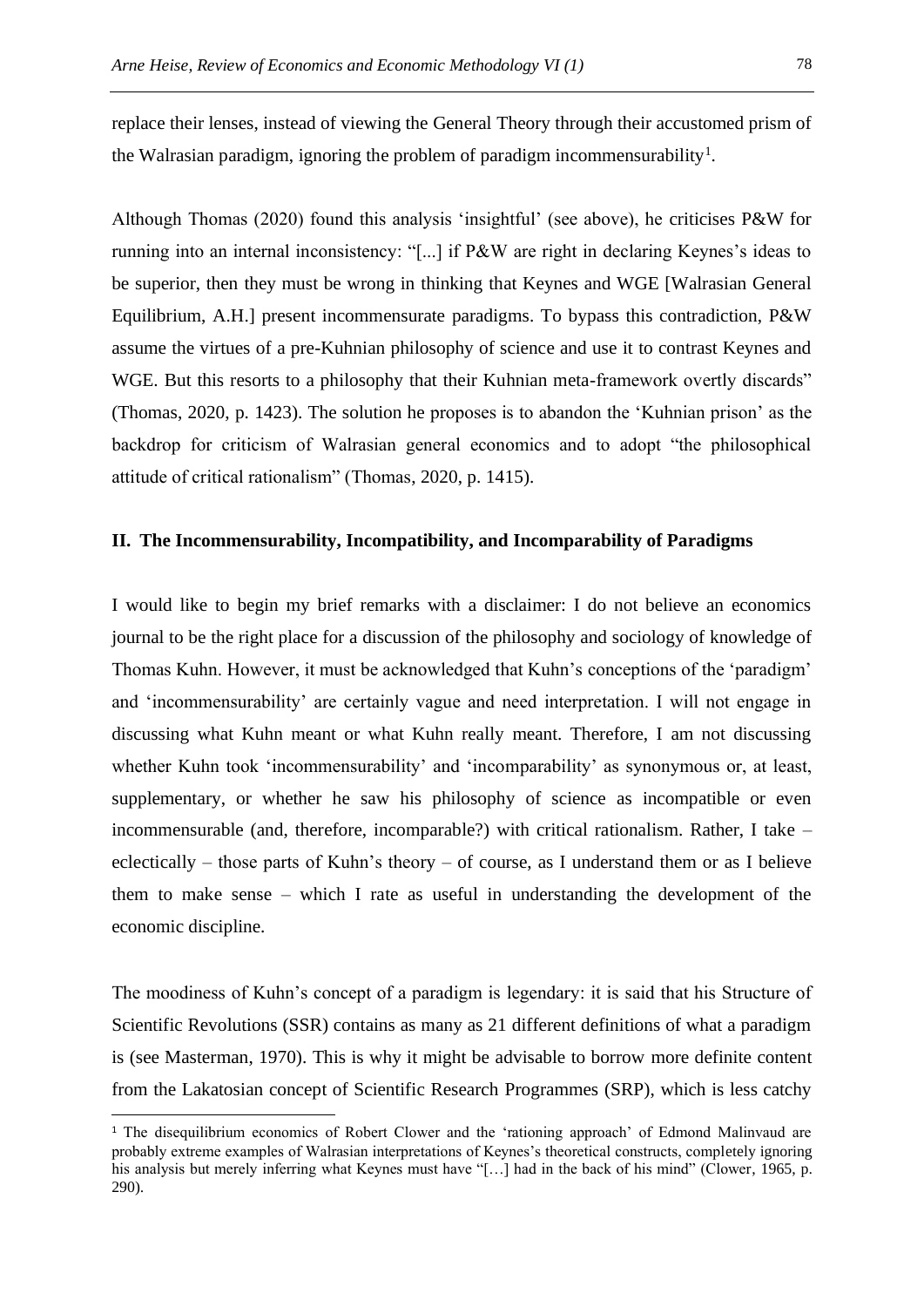replace their lenses, instead of viewing the General Theory through their accustomed prism of the Walrasian paradigm, ignoring the problem of paradigm incommensurability[1].

Although Thomas (2020) found this analysis 'insightful' (see above), he criticises P&W for running into an internal inconsistency: "[...] if P&W are right in declaring Keynes's ideas to be superior, then they must be wrong in thinking that Keynes and WGE [Walrasian General Equilibrium, A.H.] present incommensurate paradigms. To bypass this contradiction, P&W assume the virtues of a pre-Kuhnian philosophy of science and use it to contrast Keynes and WGE. But this resorts to a philosophy that their Kuhnian meta-framework overtly discards" (Thomas, 2020, p. 1423). The solution he proposes is to abandon the 'Kuhnian prison' as the backdrop for criticism of Walrasian general economics and to adopt "the philosophical attitude of critical rationalism" (Thomas, 2020, p. 1415).

## II. The Incommensurability, Incompatibility, and Incomparability of Paradigms

I would like to begin my brief remarks with a disclaimer: I do not believe an economics journal to be the right place for a discussion of the philosophy and sociology of knowledge of Thomas Kuhn. However, it must be acknowledged that Kuhn's conceptions of the 'paradigm' and 'incommensurability' are certainly vague and need interpretation. I will not engage in discussing what Kuhn meant or what Kuhn really meant. Therefore, I am not discussing whether Kuhn took 'incommensurability' and 'incomparability' as synonymous or, at least, supplementary, or whether he saw his philosophy of science as incompatible or even incommensurable (and, therefore, incomparable?) with critical rationalism. Rather, I take – eclectically – those parts of Kuhn's theory – of course, as I understand them or as I believe them to make sense – which I rate as useful in understanding the development of the economic discipline.

The moodiness of Kuhn's concept of a paradigm is legendary: it is said that his Structure of Scientific Revolutions (SSR) contains as many as 21 different definitions of what a paradigm is (see Masterman, 1970). This is why it might be advisable to borrow more definite content from the Lakatosian concept of Scientific Research Programmes (SRP), which is less catchy

[1] The disequilibrium economics of Robert Clower and the 'rationing approach' of Edmond Malinvaud are probably extreme examples of Walrasian interpretations of Keynes's theoretical constructs, completely ignoring his analysis but merely inferring what Keynes must have "[…] had in the back of his mind" (Clower, 1965, p. 290).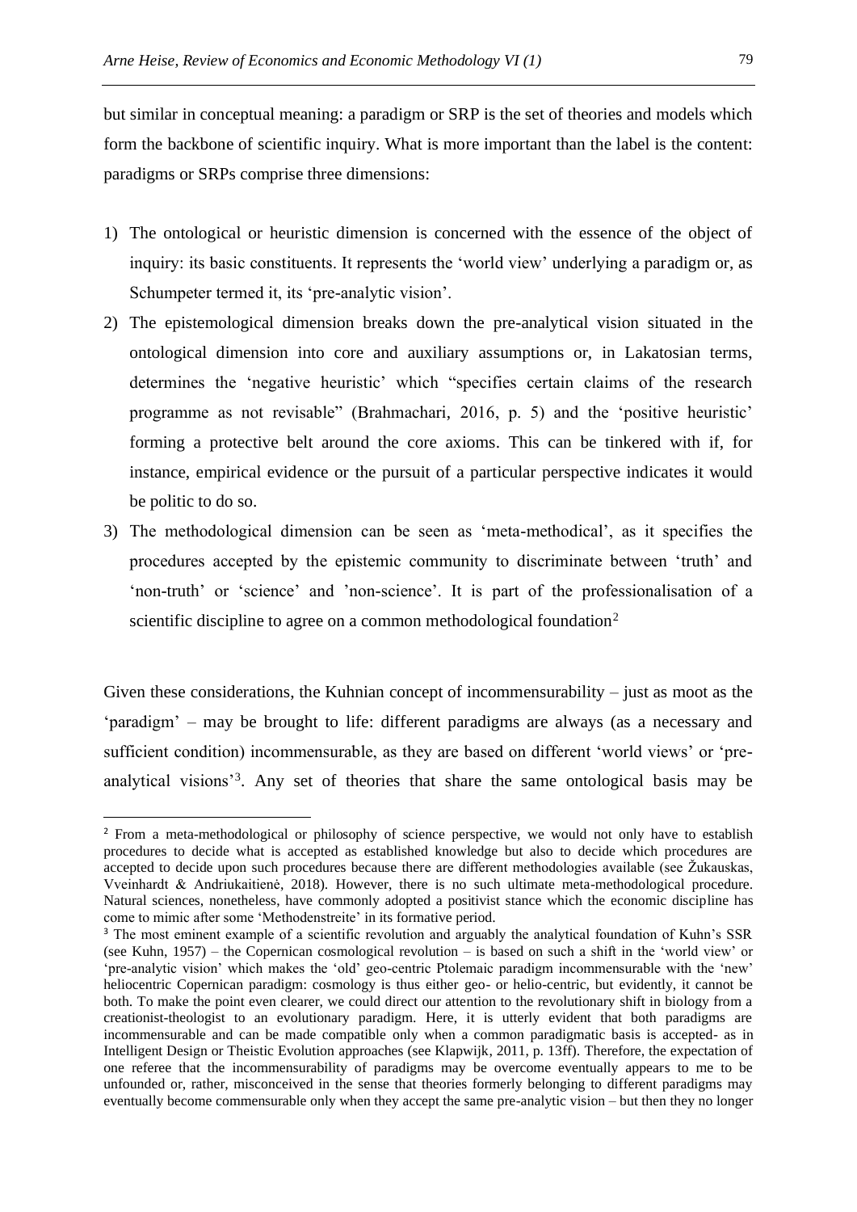but similar in conceptual meaning: a paradigm or SRP is the set of theories and models which form the backbone of scientific inquiry. What is more important than the label is the content: paradigms or SRPs comprise three dimensions:

1) The ontological or heuristic dimension is concerned with the essence of the object of inquiry: its basic constituents. It represents the 'world view' underlying a paradigm or, as Schumpeter termed it, its 'pre-analytic vision'.
2) The epistemological dimension breaks down the pre-analytical vision situated in the ontological dimension into core and auxiliary assumptions or, in Lakatosian terms, determines the 'negative heuristic' which "specifies certain claims of the research programme as not revisable" (Brahmachari, 2016, p. 5) and the 'positive heuristic' forming a protective belt around the core axioms. This can be tinkered with if, for instance, empirical evidence or the pursuit of a particular perspective indicates it would be politic to do so.
3) The methodological dimension can be seen as 'meta-methodical', as it specifies the procedures accepted by the epistemic community to discriminate between 'truth' and 'non-truth' or 'science' and 'non-science'. It is part of the professionalisation of a scientific discipline to agree on a common methodological foundation[2]

Given these considerations, the Kuhnian concept of incommensurability – just as moot as the 'paradigm' – may be brought to life: different paradigms are always (as a necessary and sufficient condition) incommensurable, as they are based on different 'world views' or 'pre-analytical visions'[3]. Any set of theories that share the same ontological basis may be

[2] From a meta-methodological or philosophy of science perspective, we would not only have to establish procedures to decide what is accepted as established knowledge but also to decide which procedures are accepted to decide upon such procedures because there are different methodologies available (see Žukauskas, Vveinhardt & Andriukaitienė, 2018). However, there is no such ultimate meta-methodological procedure. Natural sciences, nonetheless, have commonly adopted a positivist stance which the economic discipline has come to mimic after some 'Methodenstreite' in its formative period.

[3] The most eminent example of a scientific revolution and arguably the analytical foundation of Kuhn's SSR (see Kuhn, 1957) – the Copernican cosmological revolution – is based on such a shift in the 'world view' or 'pre-analytic vision' which makes the 'old' geo-centric Ptolemaic paradigm incommensurable with the 'new' heliocentric Copernican paradigm: cosmology is thus either geo- or helio-centric, but evidently, it cannot be both. To make the point even clearer, we could direct our attention to the revolutionary shift in biology from a creationist-theologist to an evolutionary paradigm. Here, it is utterly evident that both paradigms are incommensurable and can be made compatible only when a common paradigmatic basis is accepted- as in Intelligent Design or Theistic Evolution approaches (see Klapwijk, 2011, p. 13ff). Therefore, the expectation of one referee that the incommensurability of paradigms may be overcome eventually appears to me to be unfounded or, rather, misconceived in the sense that theories formerly belonging to different paradigms may eventually become commensurable only when they accept the same pre-analytic vision – but then they no longer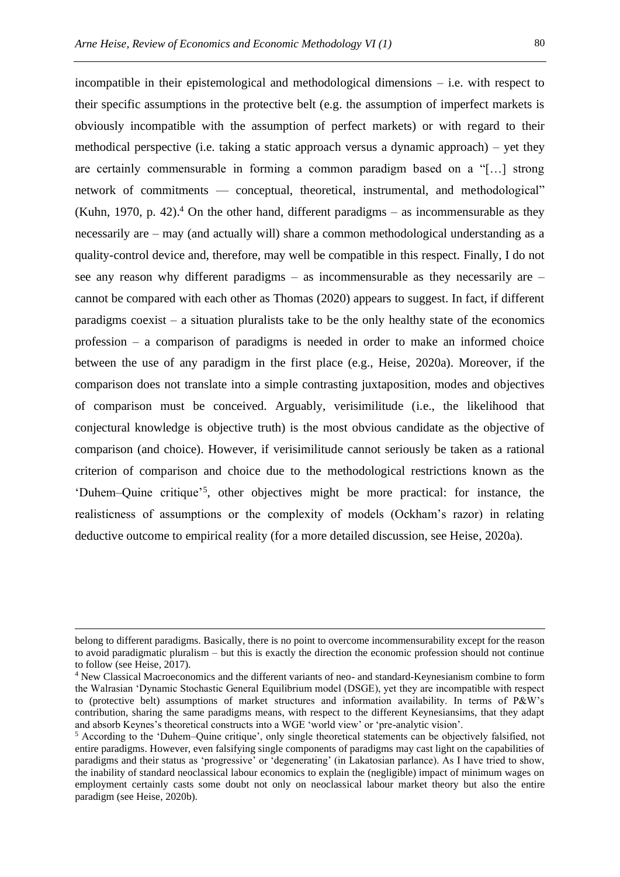incompatible in their epistemological and methodological dimensions – i.e. with respect to their specific assumptions in the protective belt (e.g. the assumption of imperfect markets is obviously incompatible with the assumption of perfect markets) or with regard to their methodical perspective (i.e. taking a static approach versus a dynamic approach) – yet they are certainly commensurable in forming a common paradigm based on a "[…] strong network of commitments — conceptual, theoretical, instrumental, and methodological" (Kuhn, 1970, p. 42).[4] On the other hand, different paradigms – as incommensurable as they necessarily are – may (and actually will) share a common methodological understanding as a quality-control device and, therefore, may well be compatible in this respect. Finally, I do not see any reason why different paradigms – as incommensurable as they necessarily are – cannot be compared with each other as Thomas (2020) appears to suggest. In fact, if different paradigms coexist – a situation pluralists take to be the only healthy state of the economics profession – a comparison of paradigms is needed in order to make an informed choice between the use of any paradigm in the first place (e.g., Heise, 2020a). Moreover, if the comparison does not translate into a simple contrasting juxtaposition, modes and objectives of comparison must be conceived. Arguably, verisimilitude (i.e., the likelihood that conjectural knowledge is objective truth) is the most obvious candidate as the objective of comparison (and choice). However, if verisimilitude cannot seriously be taken as a rational criterion of comparison and choice due to the methodological restrictions known as the 'Duhem–Quine critique'[5], other objectives might be more practical: for instance, the realisticness of assumptions or the complexity of models (Ockham's razor) in relating deductive outcome to empirical reality (for a more detailed discussion, see Heise, 2020a).

---

belong to different paradigms. Basically, there is no point to overcome incommensurability except for the reason to avoid paradigmatic pluralism – but this is exactly the direction the economic profession should not continue to follow (see Heise, 2017).

[4] New Classical Macroeconomics and the different variants of neo- and standard-Keynesianism combine to form the Walrasian 'Dynamic Stochastic General Equilibrium model (DSGE), yet they are incompatible with respect to (protective belt) assumptions of market structures and information availability. In terms of P&W's contribution, sharing the same paradigms means, with respect to the different Keynesiansims, that they adapt and absorb Keynes's theoretical constructs into a WGE 'world view' or 'pre-analytic vision'.

[5] According to the 'Duhem–Quine critique', only single theoretical statements can be objectively falsified, not entire paradigms. However, even falsifying single components of paradigms may cast light on the capabilities of paradigms and their status as 'progressive' or 'degenerating' (in Lakatosian parlance). As I have tried to show, the inability of standard neoclassical labour economics to explain the (negligible) impact of minimum wages on employment certainly casts some doubt not only on neoclassical labour market theory but also the entire paradigm (see Heise, 2020b).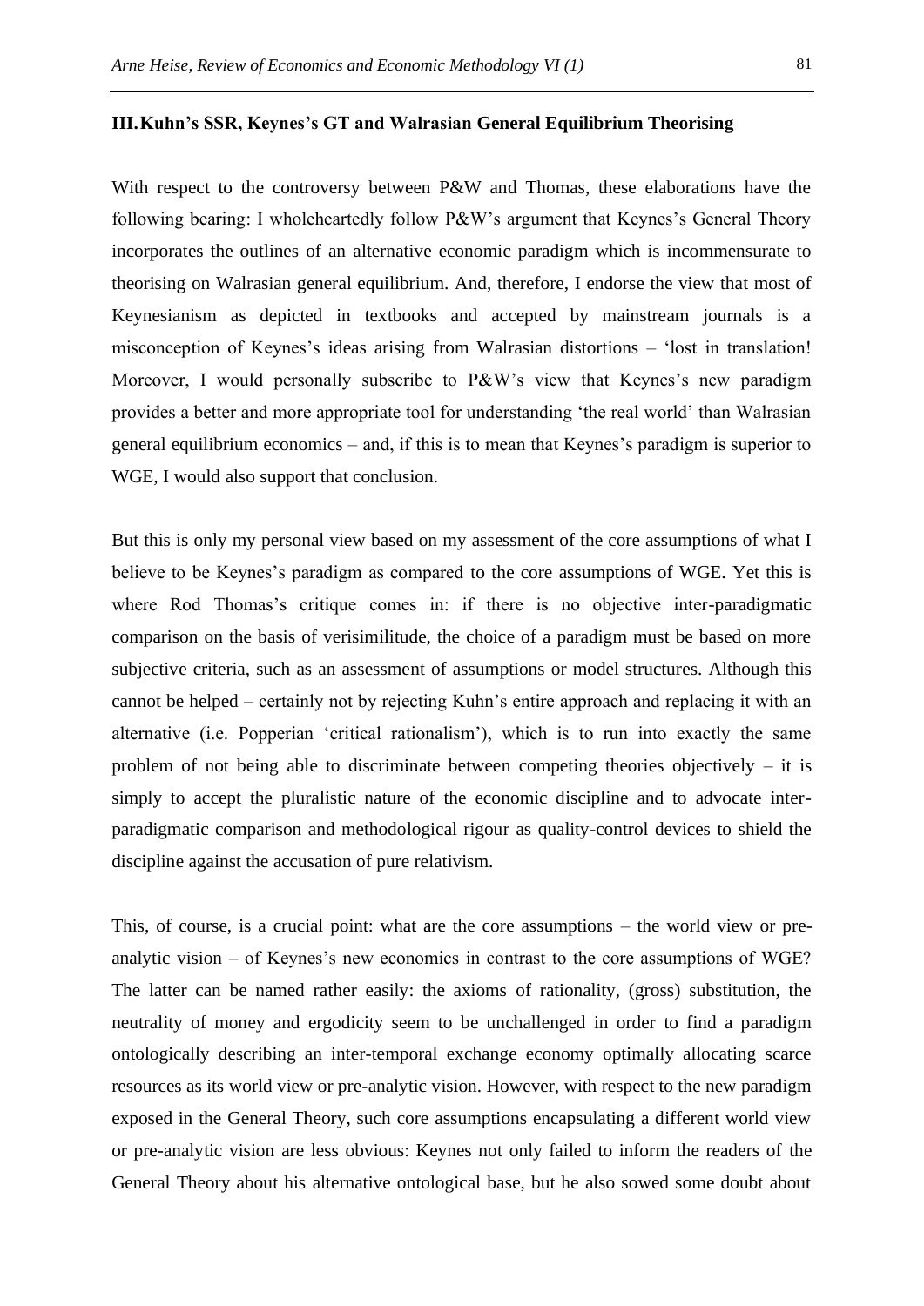## III. Kuhn's SSR, Keynes's GT and Walrasian General Equilibrium Theorising

With respect to the controversy between P&W and Thomas, these elaborations have the following bearing: I wholeheartedly follow P&W's argument that Keynes's General Theory incorporates the outlines of an alternative economic paradigm which is incommensurate to theorising on Walrasian general equilibrium. And, therefore, I endorse the view that most of Keynesianism as depicted in textbooks and accepted by mainstream journals is a misconception of Keynes's ideas arising from Walrasian distortions – 'lost in translation! Moreover, I would personally subscribe to P&W's view that Keynes's new paradigm provides a better and more appropriate tool for understanding 'the real world' than Walrasian general equilibrium economics – and, if this is to mean that Keynes's paradigm is superior to WGE, I would also support that conclusion.

But this is only my personal view based on my assessment of the core assumptions of what I believe to be Keynes's paradigm as compared to the core assumptions of WGE. Yet this is where Rod Thomas's critique comes in: if there is no objective inter-paradigmatic comparison on the basis of verisimilitude, the choice of a paradigm must be based on more subjective criteria, such as an assessment of assumptions or model structures. Although this cannot be helped – certainly not by rejecting Kuhn's entire approach and replacing it with an alternative (i.e. Popperian 'critical rationalism'), which is to run into exactly the same problem of not being able to discriminate between competing theories objectively – it is simply to accept the pluralistic nature of the economic discipline and to advocate inter-paradigmatic comparison and methodological rigour as quality-control devices to shield the discipline against the accusation of pure relativism.

This, of course, is a crucial point: what are the core assumptions – the world view or pre-analytic vision – of Keynes's new economics in contrast to the core assumptions of WGE? The latter can be named rather easily: the axioms of rationality, (gross) substitution, the neutrality of money and ergodicity seem to be unchallenged in order to find a paradigm ontologically describing an inter-temporal exchange economy optimally allocating scarce resources as its world view or pre-analytic vision. However, with respect to the new paradigm exposed in the General Theory, such core assumptions encapsulating a different world view or pre-analytic vision are less obvious: Keynes not only failed to inform the readers of the General Theory about his alternative ontological base, but he also sowed some doubt about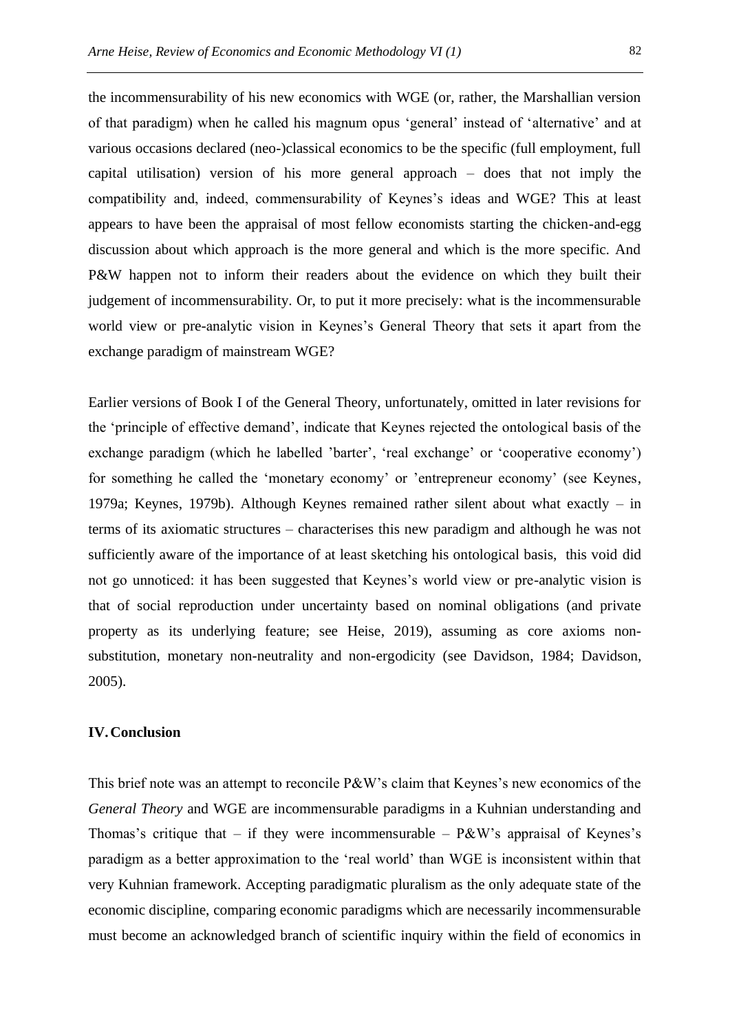the incommensurability of his new economics with WGE (or, rather, the Marshallian version of that paradigm) when he called his magnum opus 'general' instead of 'alternative' and at various occasions declared (neo-)classical economics to be the specific (full employment, full capital utilisation) version of his more general approach – does that not imply the compatibility and, indeed, commensurability of Keynes's ideas and WGE? This at least appears to have been the appraisal of most fellow economists starting the chicken-and-egg discussion about which approach is the more general and which is the more specific. And P&W happen not to inform their readers about the evidence on which they built their judgement of incommensurability. Or, to put it more precisely: what is the incommensurable world view or pre-analytic vision in Keynes's General Theory that sets it apart from the exchange paradigm of mainstream WGE?

Earlier versions of Book I of the General Theory, unfortunately, omitted in later revisions for the 'principle of effective demand', indicate that Keynes rejected the ontological basis of the exchange paradigm (which he labelled 'barter', 'real exchange' or 'cooperative economy') for something he called the 'monetary economy' or 'entrepreneur economy' (see Keynes, 1979a; Keynes, 1979b). Although Keynes remained rather silent about what exactly – in terms of its axiomatic structures – characterises this new paradigm and although he was not sufficiently aware of the importance of at least sketching his ontological basis, this void did not go unnoticed: it has been suggested that Keynes's world view or pre-analytic vision is that of social reproduction under uncertainty based on nominal obligations (and private property as its underlying feature; see Heise, 2019), assuming as core axioms non-substitution, monetary non-neutrality and non-ergodicity (see Davidson, 1984; Davidson, 2005).

## IV. Conclusion

This brief note was an attempt to reconcile P&W's claim that Keynes's new economics of the *General Theory* and WGE are incommensurable paradigms in a Kuhnian understanding and Thomas's critique that – if they were incommensurable – P&W's appraisal of Keynes's paradigm as a better approximation to the 'real world' than WGE is inconsistent within that very Kuhnian framework. Accepting paradigmatic pluralism as the only adequate state of the economic discipline, comparing economic paradigms which are necessarily incommensurable must become an acknowledged branch of scientific inquiry within the field of economics in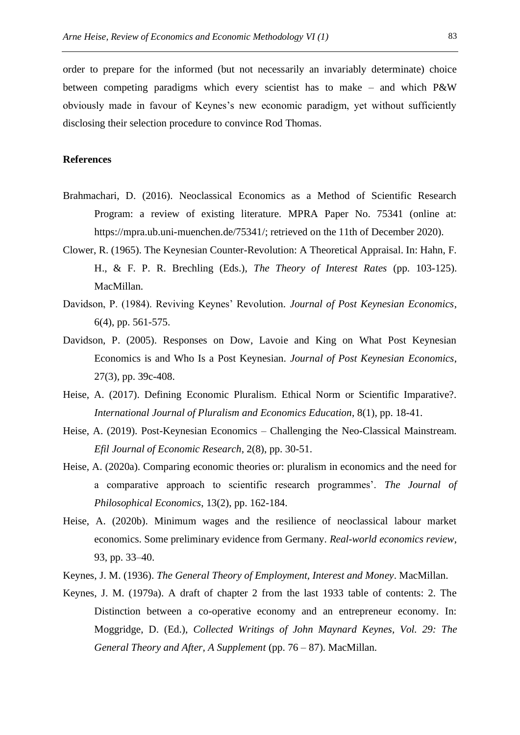order to prepare for the informed (but not necessarily an invariably determinate) choice between competing paradigms which every scientist has to make – and which P&W obviously made in favour of Keynes's new economic paradigm, yet without sufficiently disclosing their selection procedure to convince Rod Thomas.

**References**

Brahmachari, D. (2016). Neoclassical Economics as a Method of Scientific Research Program: a review of existing literature. MPRA Paper No. 75341 (online at: https://mpra.ub.uni-muenchen.de/75341/; retrieved on the 11th of December 2020).

Clower, R. (1965). The Keynesian Counter-Revolution: A Theoretical Appraisal. In: Hahn, F. H., & F. P. R. Brechling (Eds.), *The Theory of Interest Rates* (pp. 103-125). MacMillan.

Davidson, P. (1984). Reviving Keynes' Revolution. *Journal of Post Keynesian Economics*, 6(4), pp. 561-575.

Davidson, P. (2005). Responses on Dow, Lavoie and King on What Post Keynesian Economics is and Who Is a Post Keynesian. *Journal of Post Keynesian Economics*, 27(3), pp. 39c-408.

Heise, A. (2017). Defining Economic Pluralism. Ethical Norm or Scientific Imparative?. *International Journal of Pluralism and Economics Education*, 8(1), pp. 18-41.

Heise, A. (2019). Post-Keynesian Economics – Challenging the Neo-Classical Mainstream. *Efil Journal of Economic Research*, 2(8), pp. 30-51.

Heise, A. (2020a). Comparing economic theories or: pluralism in economics and the need for a comparative approach to scientific research programmes'. *The Journal of Philosophical Economics*, 13(2), pp. 162-184.

Heise, A. (2020b). Minimum wages and the resilience of neoclassical labour market economics. Some preliminary evidence from Germany. *Real-world economics review*, 93, pp. 33–40.

Keynes, J. M. (1936). *The General Theory of Employment, Interest and Money*. MacMillan.

Keynes, J. M. (1979a). A draft of chapter 2 from the last 1933 table of contents: 2. The Distinction between a co-operative economy and an entrepreneur economy. In: Moggridge, D. (Ed.), *Collected Writings of John Maynard Keynes, Vol. 29: The General Theory and After, A Supplement* (pp. 76 – 87). MacMillan.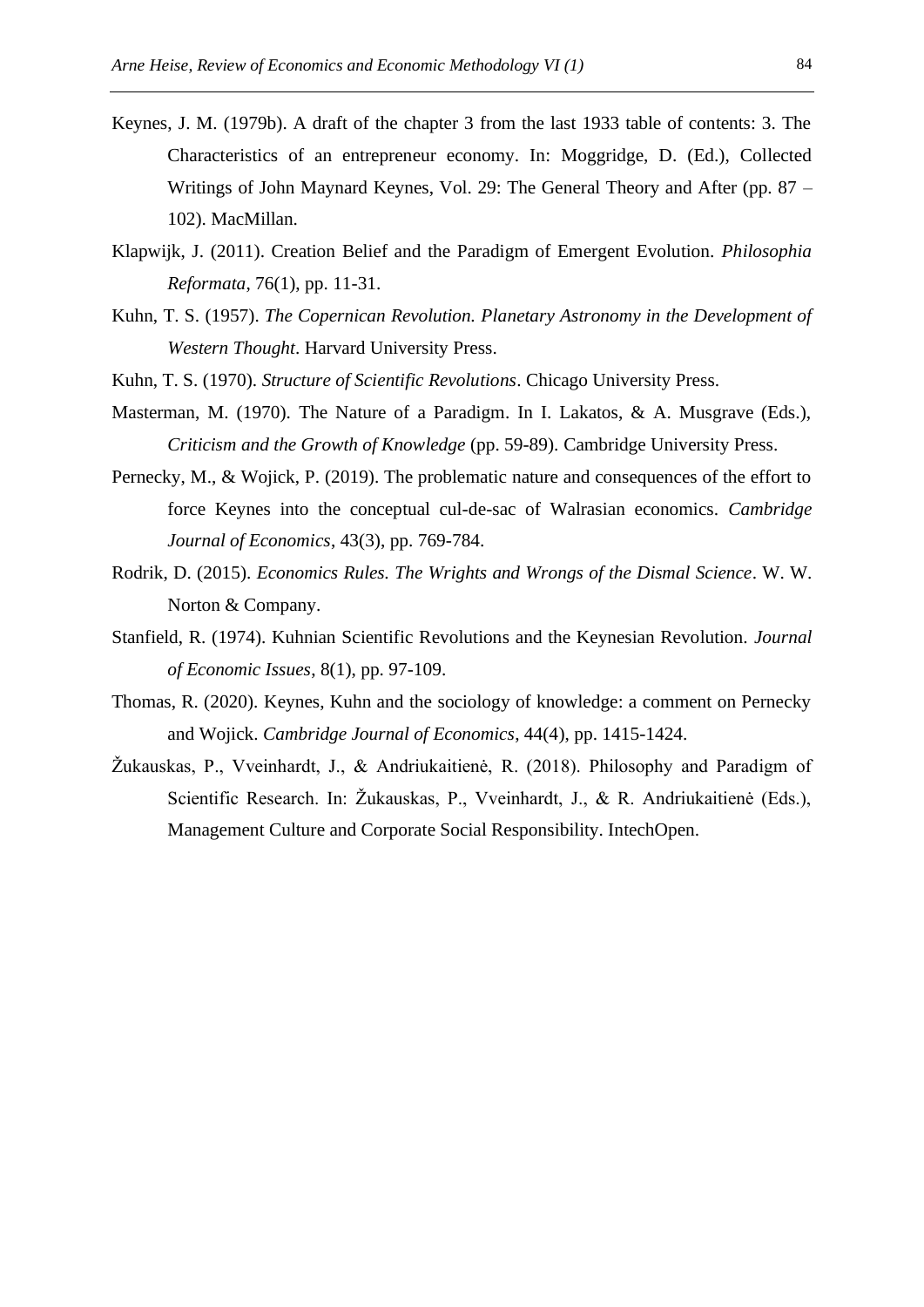Keynes, J. M. (1979b). A draft of the chapter 3 from the last 1933 table of contents: 3. The Characteristics of an entrepreneur economy. In: Moggridge, D. (Ed.), Collected Writings of John Maynard Keynes, Vol. 29: The General Theory and After (pp. 87 – 102). MacMillan.

Klapwijk, J. (2011). Creation Belief and the Paradigm of Emergent Evolution. *Philosophia Reformata*, 76(1), pp. 11-31.

Kuhn, T. S. (1957). *The Copernican Revolution. Planetary Astronomy in the Development of Western Thought*. Harvard University Press.

Kuhn, T. S. (1970). *Structure of Scientific Revolutions*. Chicago University Press.

Masterman, M. (1970). The Nature of a Paradigm. In I. Lakatos, & A. Musgrave (Eds.), *Criticism and the Growth of Knowledge* (pp. 59-89). Cambridge University Press.

Pernecky, M., & Wojick, P. (2019). The problematic nature and consequences of the effort to force Keynes into the conceptual cul-de-sac of Walrasian economics. *Cambridge Journal of Economics*, 43(3), pp. 769-784.

Rodrik, D. (2015). *Economics Rules. The Wrights and Wrongs of the Dismal Science*. W. W. Norton & Company.

Stanfield, R. (1974). Kuhnian Scientific Revolutions and the Keynesian Revolution. *Journal of Economic Issues*, 8(1), pp. 97-109.

Thomas, R. (2020). Keynes, Kuhn and the sociology of knowledge: a comment on Pernecky and Wojick. *Cambridge Journal of Economics*, 44(4), pp. 1415-1424.

Žukauskas, P., Vveinhardt, J., & Andriukaitienė, R. (2018). Philosophy and Paradigm of Scientific Research. In: Žukauskas, P., Vveinhardt, J., & R. Andriukaitienė (Eds.), Management Culture and Corporate Social Responsibility. IntechOpen.